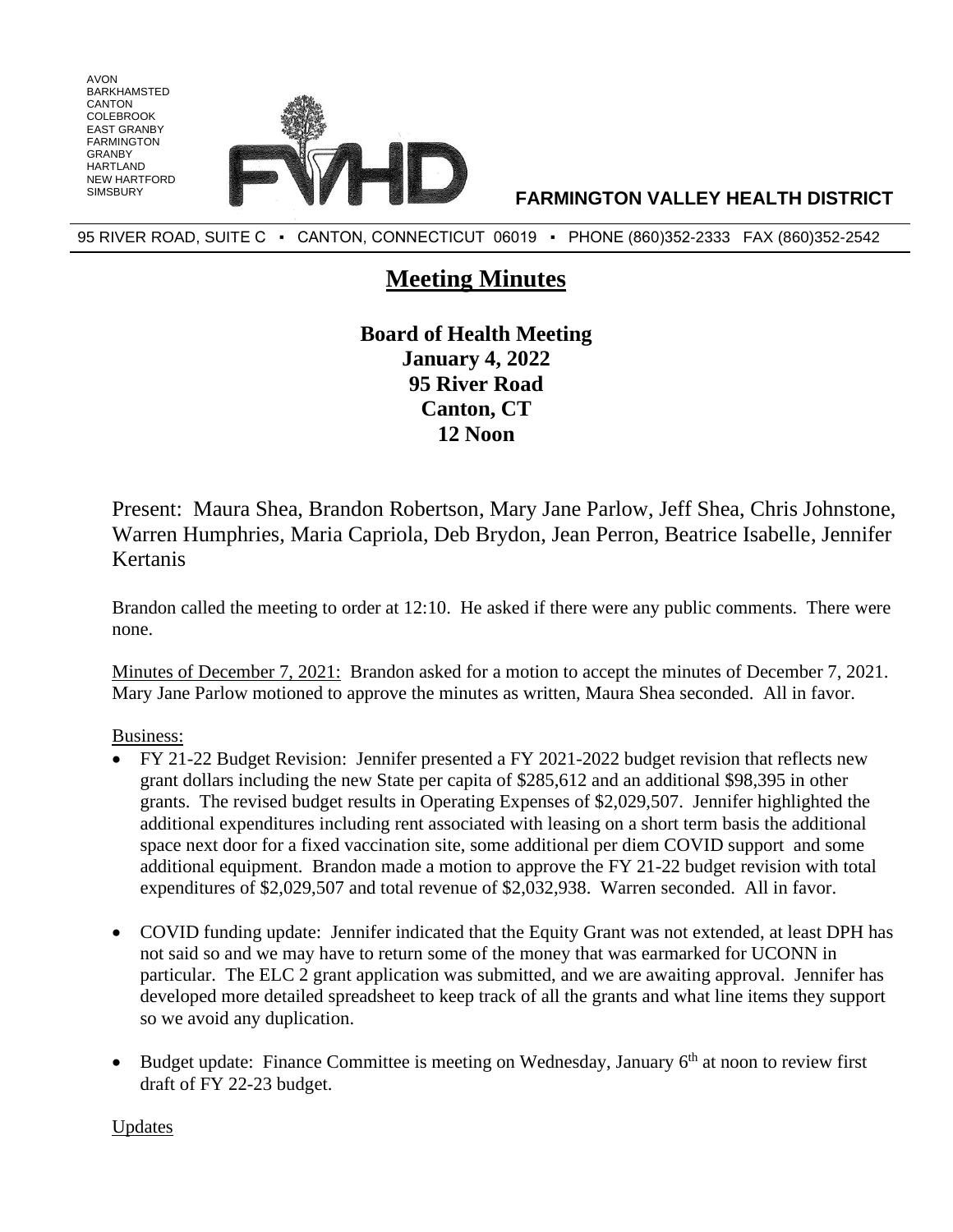AVON
BARKHAMSTED
CANTON
COLEBROOK
EAST GRANBY
FARMINGTON
GRANBY
HARTLAND
NEW HARTFORD
SIMSBURY

**FARMINGTON VALLEY HEALTH DISTRICT**

95 RIVER ROAD, SUITE C ▪ CANTON, CONNECTICUT 06019 ▪ PHONE (860)352-2333 FAX (860)352-2542

# Meeting Minutes

**Board of Health Meeting**
**January 4, 2022**
**95 River Road**
**Canton, CT**
**12 Noon**

Present: Maura Shea, Brandon Robertson, Mary Jane Parlow, Jeff Shea, Chris Johnstone, Warren Humphries, Maria Capriola, Deb Brydon, Jean Perron, Beatrice Isabelle, Jennifer Kertanis

Brandon called the meeting to order at 12:10. He asked if there were any public comments. There were none.

Minutes of December 7, 2021: Brandon asked for a motion to accept the minutes of December 7, 2021. Mary Jane Parlow motioned to approve the minutes as written, Maura Shea seconded. All in favor.

Business:

- FY 21-22 Budget Revision: Jennifer presented a FY 2021-2022 budget revision that reflects new grant dollars including the new State per capita of $285,612 and an additional $98,395 in other grants. The revised budget results in Operating Expenses of $2,029,507. Jennifer highlighted the additional expenditures including rent associated with leasing on a short term basis the additional space next door for a fixed vaccination site, some additional per diem COVID support and some additional equipment. Brandon made a motion to approve the FY 21-22 budget revision with total expenditures of $2,029,507 and total revenue of $2,032,938. Warren seconded. All in favor.

- COVID funding update: Jennifer indicated that the Equity Grant was not extended, at least DPH has not said so and we may have to return some of the money that was earmarked for UCONN in particular. The ELC 2 grant application was submitted, and we are awaiting approval. Jennifer has developed more detailed spreadsheet to keep track of all the grants and what line items they support so we avoid any duplication.

- Budget update: Finance Committee is meeting on Wednesday, January 6th at noon to review first draft of FY 22-23 budget.

Updates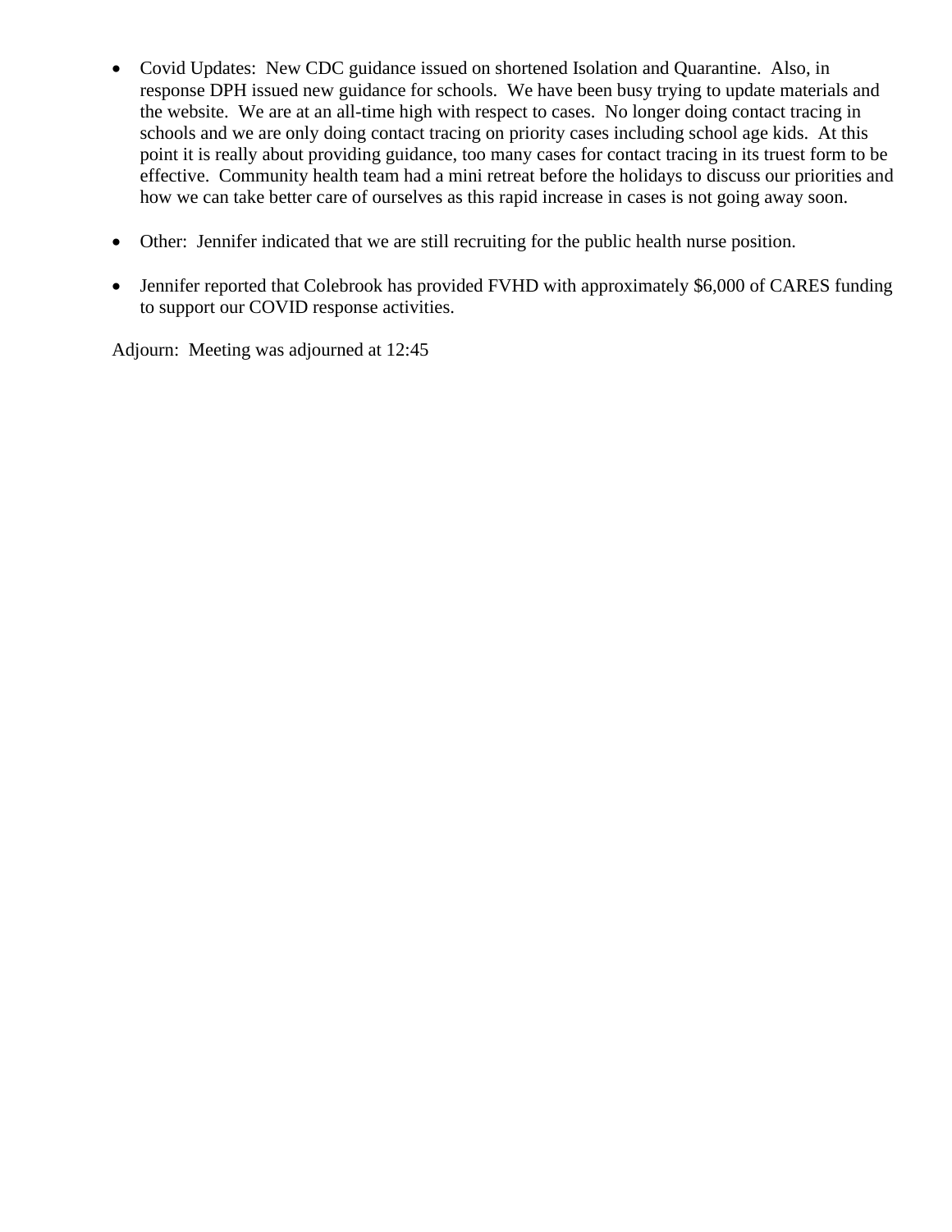- Covid Updates:  New CDC guidance issued on shortened Isolation and Quarantine.  Also, in response DPH issued new guidance for schools.  We have been busy trying to update materials and the website.  We are at an all-time high with respect to cases.  No longer doing contact tracing in schools and we are only doing contact tracing on priority cases including school age kids.  At this point it is really about providing guidance, too many cases for contact tracing in its truest form to be effective.  Community health team had a mini retreat before the holidays to discuss our priorities and how we can take better care of ourselves as this rapid increase in cases is not going away soon.

- Other:  Jennifer indicated that we are still recruiting for the public health nurse position.

- Jennifer reported that Colebrook has provided FVHD with approximately $6,000 of CARES funding to support our COVID response activities.

Adjourn:  Meeting was adjourned at 12:45